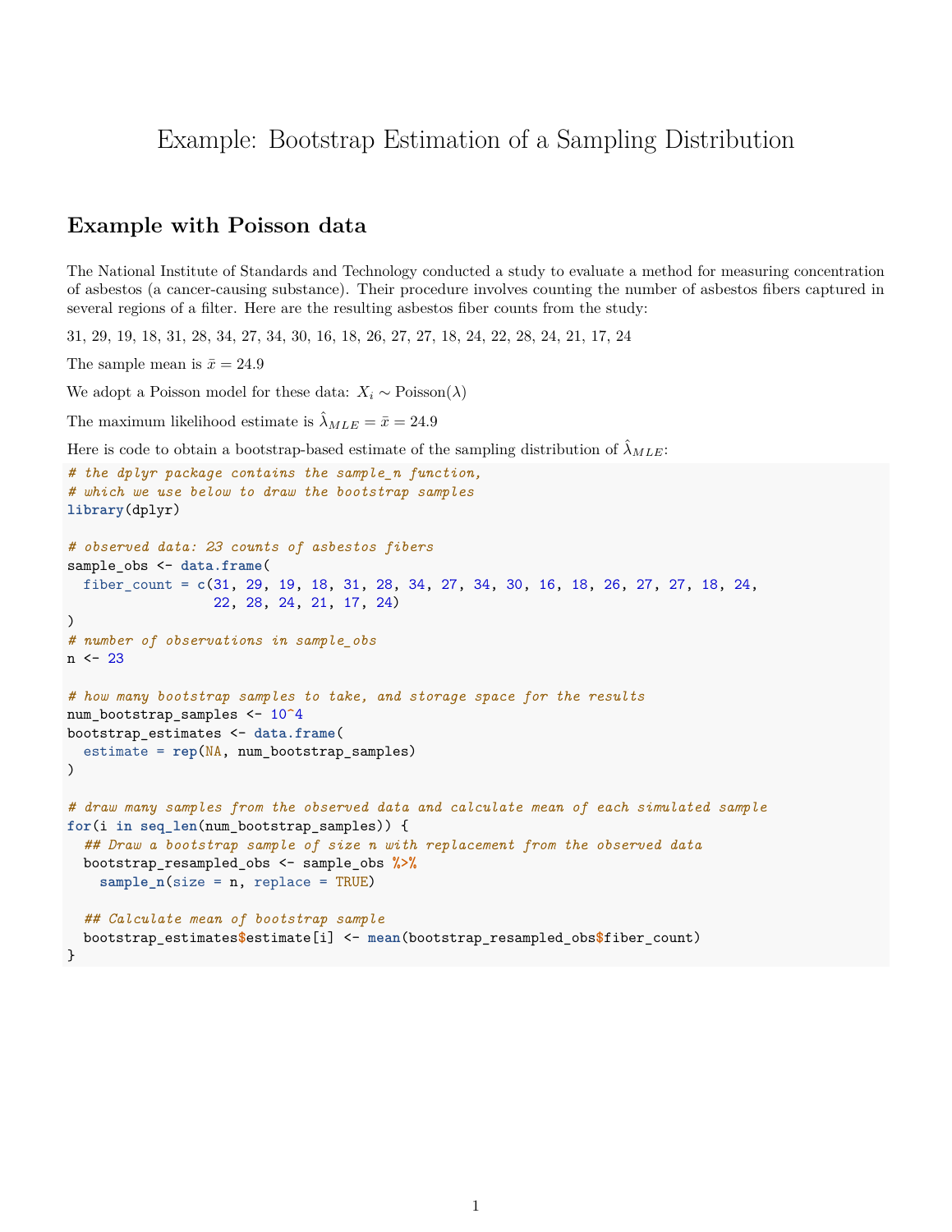# Example: Bootstrap Estimation of a Sampling Distribution

## Example with Poisson data

The National Institute of Standards and Technology conducted a study to evaluate a method for measuring concentration of asbestos (a cancer-causing substance). Their procedure involves counting the number of asbestos fibers captured in several regions of a filter. Here are the resulting asbestos fiber counts from the study:

31, 29, 19, 18, 31, 28, 34, 27, 34, 30, 16, 18, 26, 27, 27, 18, 24, 22, 28, 24, 21, 17, 24

The sample mean is $\bar{x} = 24.9$

We adopt a Poisson model for these data: $X_i \sim \text{Poisson}(\lambda)$

The maximum likelihood estimate is $\hat{\lambda}_{MLE} = \bar{x} = 24.9$

Here is code to obtain a bootstrap-based estimate of the sampling distribution of $\hat{\lambda}_{MLE}$:

```
# the dplyr package contains the sample_n function,
# which we use below to draw the bootstrap samples
library(dplyr)

# observed data: 23 counts of asbestos fibers
sample_obs <- data.frame(
  fiber_count = c(31, 29, 19, 18, 31, 28, 34, 27, 34, 30, 16, 18, 26, 27, 27, 18, 24,
                  22, 28, 24, 21, 17, 24)
)
# number of observations in sample_obs
n <- 23

# how many bootstrap samples to take, and storage space for the results
num_bootstrap_samples <- 10^4
bootstrap_estimates <- data.frame(
  estimate = rep(NA, num_bootstrap_samples)
)

# draw many samples from the observed data and calculate mean of each simulated sample
for(i in seq_len(num_bootstrap_samples)) {
  ## Draw a bootstrap sample of size n with replacement from the observed data
  bootstrap_resampled_obs <- sample_obs %>%
    sample_n(size = n, replace = TRUE)

  ## Calculate mean of bootstrap sample
  bootstrap_estimates$estimate[i] <- mean(bootstrap_resampled_obs$fiber_count)
}
```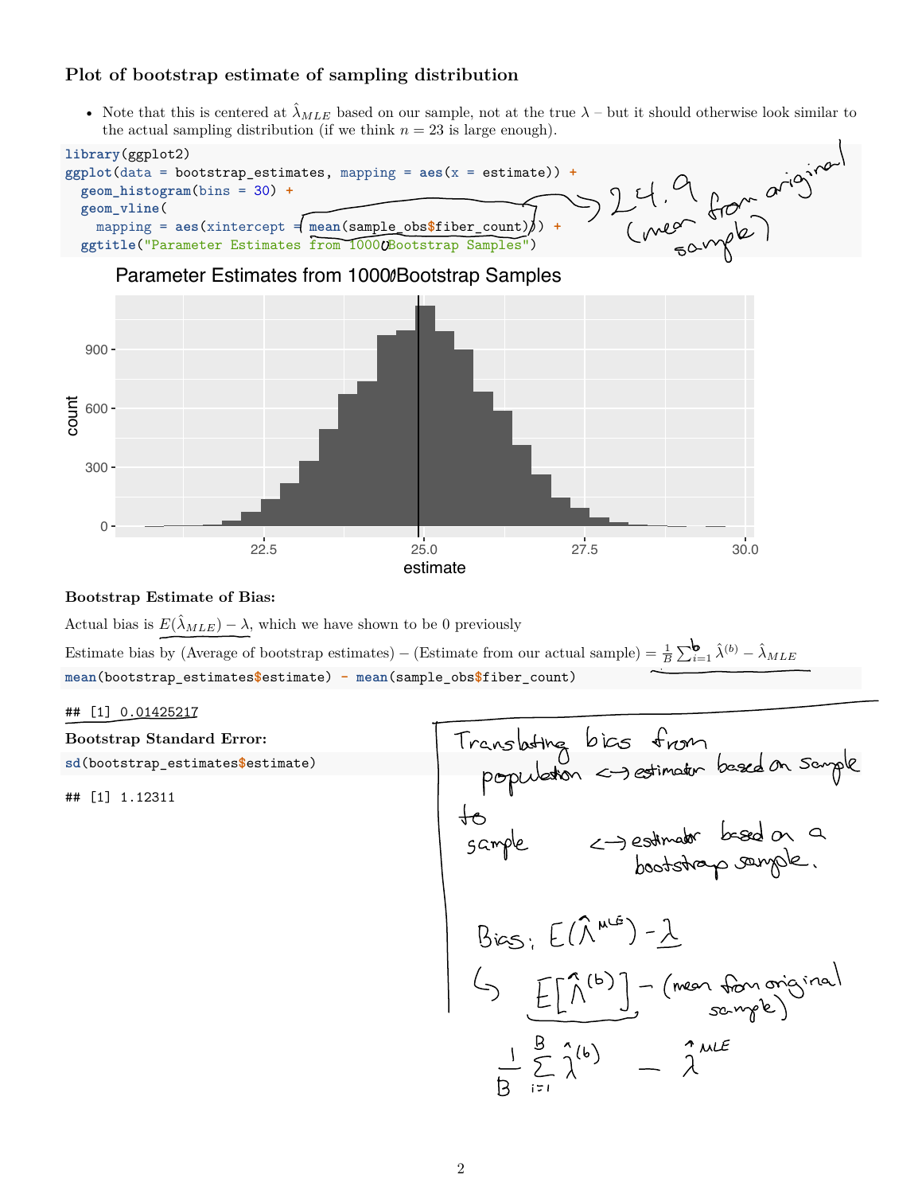### Plot of bootstrap estimate of sampling distribution

- Note that this is centered at $\hat{\lambda}_{MLE}$ based on our sample, not at the true $\lambda$ – but it should otherwise look similar to the actual sampling distribution (if we think $n = 23$ is large enough).

```
library(ggplot2)
ggplot(data = bootstrap_estimates, mapping = aes(x = estimate)) +
  geom_histogram(bins = 30) +
  geom_vline(
    mapping = aes(xintercept = mean(sample_obs$fiber_count))) +
  ggtitle("Parameter Estimates from 1000 Bootstrap Samples")
```

24.9 (mean from original sample)

Parameter Estimates from 10000 Bootstrap Samples

count

900
600
300
0

22.5
25.0
27.5
30.0

estimate

**Bootstrap Estimate of Bias:**

Actual bias is $E(\hat{\lambda}_{MLE}) - \lambda$, which we have shown to be 0 previously

Estimate bias by (Average of bootstrap estimates) − (Estimate from our actual sample) $= \frac{1}{B}\sum_{i=1}^{b} \hat{\lambda}^{(b)} - \hat{\lambda}_{MLE}$

```
mean(bootstrap_estimates$estimate) - mean(sample_obs$fiber_count)
```

```
## [1] 0.01425217
```

**Bootstrap Standard Error:**

```
sd(bootstrap_estimates$estimate)
```

```
## [1] 1.12311
```

Translating bias from population <-> estimator based on sample to sample <-> estimator based on a bootstrap sample.

Bias: $E(\hat{\lambda}^{MLE}) - \lambda$

↳ $E[\hat{\lambda}^{(b)}]$ − (mean from original sample)

$\frac{1}{B}\sum_{i=1}^{B} \hat{\lambda}^{(b)} - \hat{\lambda}^{MLE}$